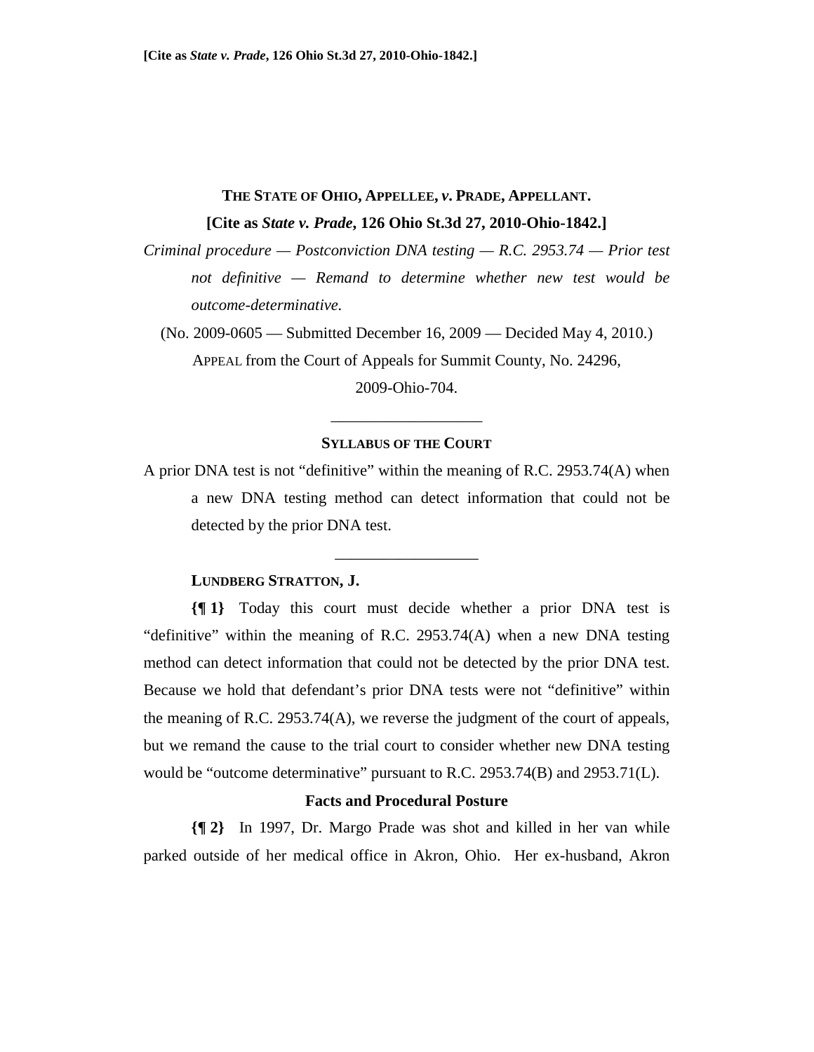[Cite as *State v. Prade*, 126 Ohio St.3d 27, 2010-Ohio-1842.]

# THE STATE OF OHIO, APPELLEE, *v.* PRADE, APPELLANT.

**[Cite as *State v. Prade*, 126 Ohio St.3d 27, 2010-Ohio-1842.]**

*Criminal procedure — Postconviction DNA testing — R.C. 2953.74 — Prior test not definitive — Remand to determine whether new test would be outcome-determinative.*

(No. 2009-0605 — Submitted December 16, 2009 — Decided May 4, 2010.)

APPEAL from the Court of Appeals for Summit County, No. 24296, 2009-Ohio-704.

---

## SYLLABUS OF THE COURT

A prior DNA test is not "definitive" within the meaning of R.C. 2953.74(A) when a new DNA testing method can detect information that could not be detected by the prior DNA test.

---

**LUNDBERG STRATTON, J.**

**{¶ 1}** Today this court must decide whether a prior DNA test is "definitive" within the meaning of R.C. 2953.74(A) when a new DNA testing method can detect information that could not be detected by the prior DNA test. Because we hold that defendant's prior DNA tests were not "definitive" within the meaning of R.C. 2953.74(A), we reverse the judgment of the court of appeals, but we remand the cause to the trial court to consider whether new DNA testing would be "outcome determinative" pursuant to R.C. 2953.74(B) and 2953.71(L).

## Facts and Procedural Posture

**{¶ 2}** In 1997, Dr. Margo Prade was shot and killed in her van while parked outside of her medical office in Akron, Ohio. Her ex-husband, Akron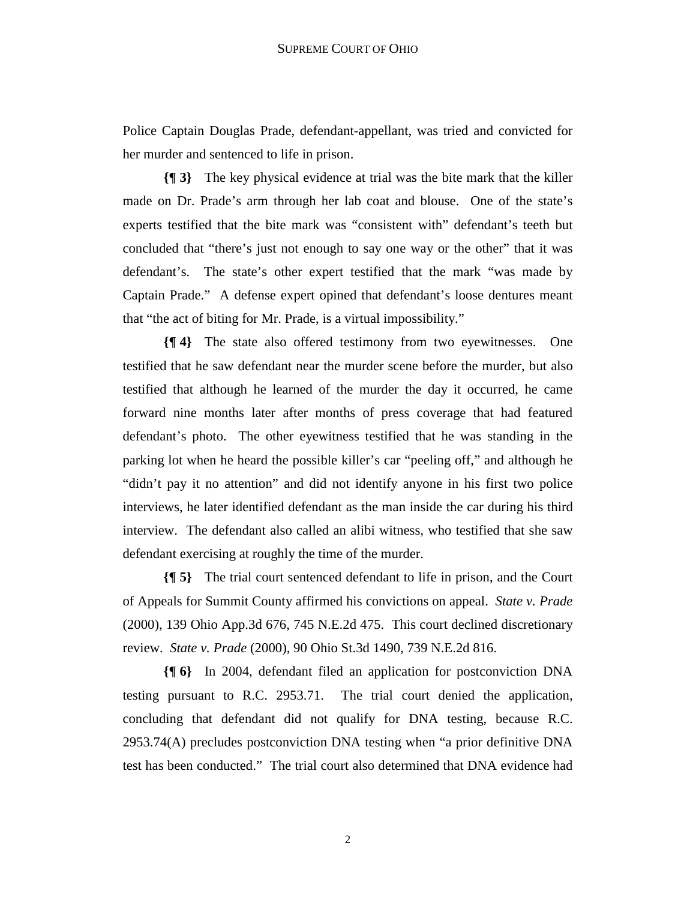Police Captain Douglas Prade, defendant-appellant, was tried and convicted for her murder and sentenced to life in prison.

**{¶ 3}** The key physical evidence at trial was the bite mark that the killer made on Dr. Prade's arm through her lab coat and blouse. One of the state's experts testified that the bite mark was "consistent with" defendant's teeth but concluded that "there's just not enough to say one way or the other" that it was defendant's. The state's other expert testified that the mark "was made by Captain Prade." A defense expert opined that defendant's loose dentures meant that "the act of biting for Mr. Prade, is a virtual impossibility."

**{¶ 4}** The state also offered testimony from two eyewitnesses. One testified that he saw defendant near the murder scene before the murder, but also testified that although he learned of the murder the day it occurred, he came forward nine months later after months of press coverage that had featured defendant's photo. The other eyewitness testified that he was standing in the parking lot when he heard the possible killer's car "peeling off," and although he "didn't pay it no attention" and did not identify anyone in his first two police interviews, he later identified defendant as the man inside the car during his third interview. The defendant also called an alibi witness, who testified that she saw defendant exercising at roughly the time of the murder.

**{¶ 5}** The trial court sentenced defendant to life in prison, and the Court of Appeals for Summit County affirmed his convictions on appeal. *State v. Prade* (2000), 139 Ohio App.3d 676, 745 N.E.2d 475. This court declined discretionary review. *State v. Prade* (2000), 90 Ohio St.3d 1490, 739 N.E.2d 816.

**{¶ 6}** In 2004, defendant filed an application for postconviction DNA testing pursuant to R.C. 2953.71. The trial court denied the application, concluding that defendant did not qualify for DNA testing, because R.C. 2953.74(A) precludes postconviction DNA testing when "a prior definitive DNA test has been conducted." The trial court also determined that DNA evidence had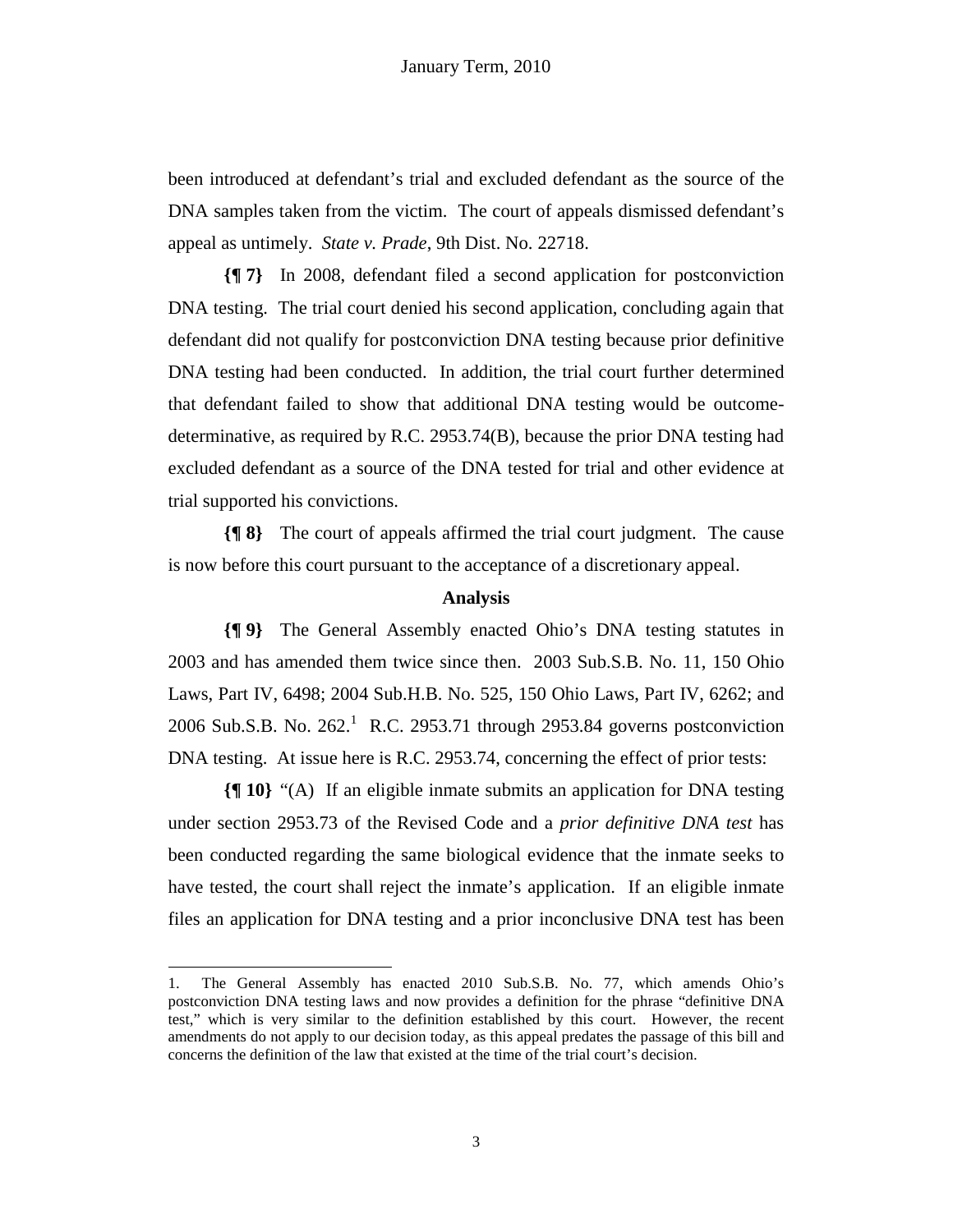been introduced at defendant's trial and excluded defendant as the source of the DNA samples taken from the victim. The court of appeals dismissed defendant's appeal as untimely. *State v. Prade*, 9th Dist. No. 22718.

**{¶ 7}** In 2008, defendant filed a second application for postconviction DNA testing. The trial court denied his second application, concluding again that defendant did not qualify for postconviction DNA testing because prior definitive DNA testing had been conducted. In addition, the trial court further determined that defendant failed to show that additional DNA testing would be outcome-determinative, as required by R.C. 2953.74(B), because the prior DNA testing had excluded defendant as a source of the DNA tested for trial and other evidence at trial supported his convictions.

**{¶ 8}** The court of appeals affirmed the trial court judgment. The cause is now before this court pursuant to the acceptance of a discretionary appeal.

**Analysis**

**{¶ 9}** The General Assembly enacted Ohio's DNA testing statutes in 2003 and has amended them twice since then. 2003 Sub.S.B. No. 11, 150 Ohio Laws, Part IV, 6498; 2004 Sub.H.B. No. 525, 150 Ohio Laws, Part IV, 6262; and 2006 Sub.S.B. No. 262.[1] R.C. 2953.71 through 2953.84 governs postconviction DNA testing. At issue here is R.C. 2953.74, concerning the effect of prior tests:

**{¶ 10}** "(A) If an eligible inmate submits an application for DNA testing under section 2953.73 of the Revised Code and a *prior definitive DNA test* has been conducted regarding the same biological evidence that the inmate seeks to have tested, the court shall reject the inmate's application. If an eligible inmate files an application for DNA testing and a prior inconclusive DNA test has been

---

1. The General Assembly has enacted 2010 Sub.S.B. No. 77, which amends Ohio's postconviction DNA testing laws and now provides a definition for the phrase "definitive DNA test," which is very similar to the definition established by this court. However, the recent amendments do not apply to our decision today, as this appeal predates the passage of this bill and concerns the definition of the law that existed at the time of the trial court's decision.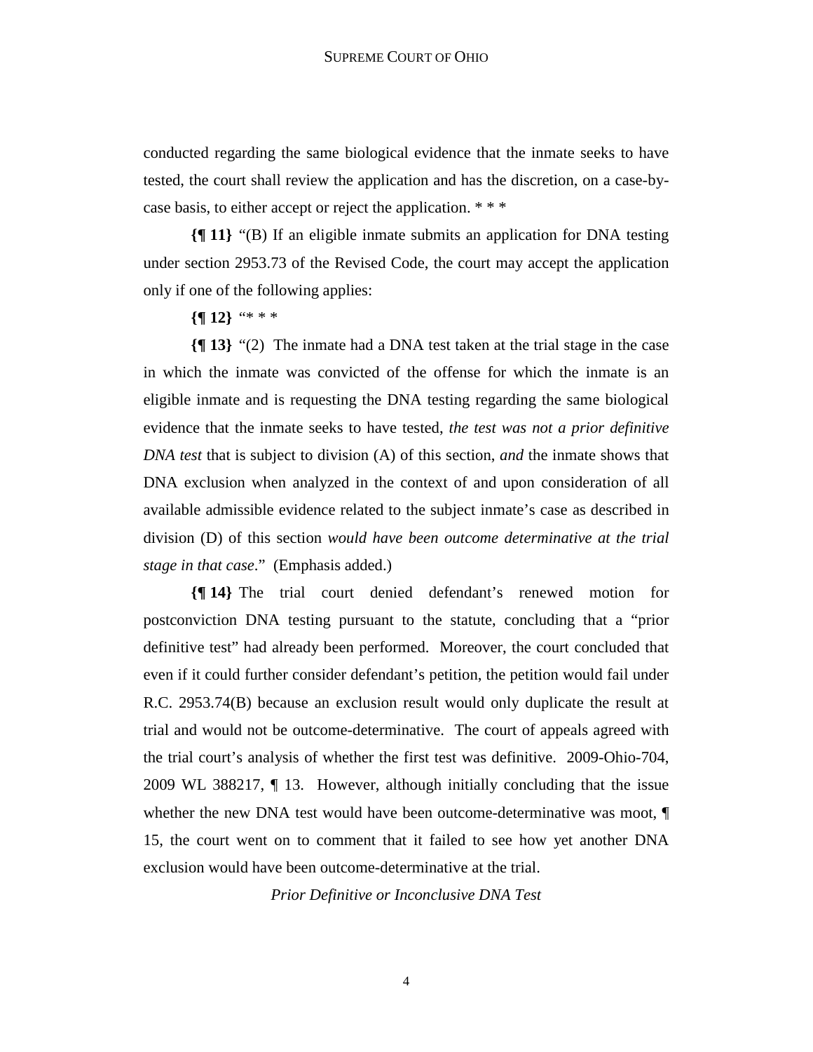conducted regarding the same biological evidence that the inmate seeks to have tested, the court shall review the application and has the discretion, on a case-by-case basis, to either accept or reject the application. * * *

**{¶ 11}** "(B) If an eligible inmate submits an application for DNA testing under section 2953.73 of the Revised Code, the court may accept the application only if one of the following applies:

**{¶ 12}** "* * *

**{¶ 13}** "(2) The inmate had a DNA test taken at the trial stage in the case in which the inmate was convicted of the offense for which the inmate is an eligible inmate and is requesting the DNA testing regarding the same biological evidence that the inmate seeks to have tested, *the test was not a prior definitive DNA test* that is subject to division (A) of this section, *and* the inmate shows that DNA exclusion when analyzed in the context of and upon consideration of all available admissible evidence related to the subject inmate's case as described in division (D) of this section *would have been outcome determinative at the trial stage in that case*." (Emphasis added.)

**{¶ 14}** The trial court denied defendant's renewed motion for postconviction DNA testing pursuant to the statute, concluding that a "prior definitive test" had already been performed. Moreover, the court concluded that even if it could further consider defendant's petition, the petition would fail under R.C. 2953.74(B) because an exclusion result would only duplicate the result at trial and would not be outcome-determinative. The court of appeals agreed with the trial court's analysis of whether the first test was definitive. 2009-Ohio-704, 2009 WL 388217, ¶ 13. However, although initially concluding that the issue whether the new DNA test would have been outcome-determinative was moot, ¶ 15, the court went on to comment that it failed to see how yet another DNA exclusion would have been outcome-determinative at the trial.

*Prior Definitive or Inconclusive DNA Test*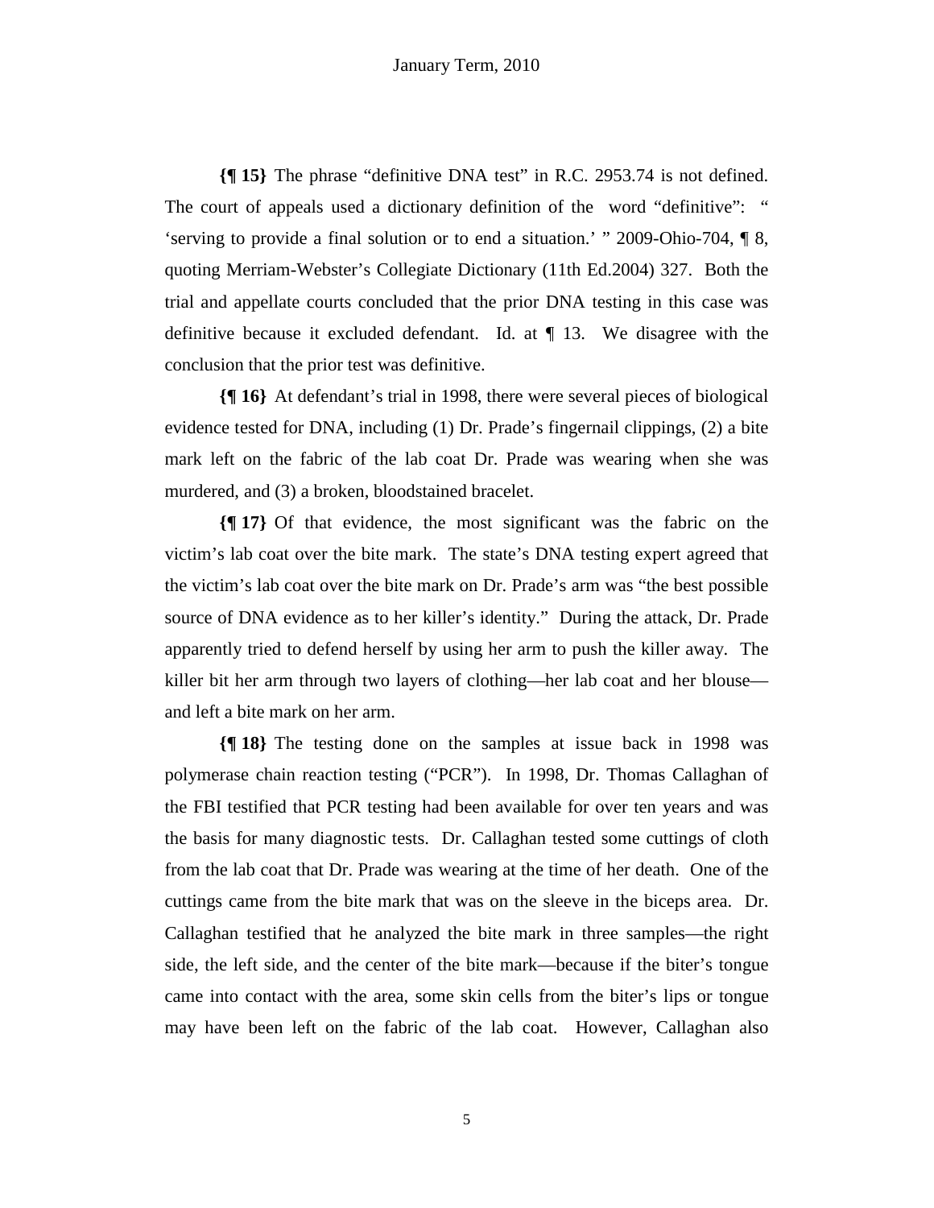**{¶ 15}** The phrase "definitive DNA test" in R.C. 2953.74 is not defined. The court of appeals used a dictionary definition of the word "definitive": " 'serving to provide a final solution or to end a situation.' " 2009-Ohio-704, ¶ 8, quoting Merriam-Webster's Collegiate Dictionary (11th Ed.2004) 327. Both the trial and appellate courts concluded that the prior DNA testing in this case was definitive because it excluded defendant. Id. at ¶ 13. We disagree with the conclusion that the prior test was definitive.

**{¶ 16}** At defendant's trial in 1998, there were several pieces of biological evidence tested for DNA, including (1) Dr. Prade's fingernail clippings, (2) a bite mark left on the fabric of the lab coat Dr. Prade was wearing when she was murdered, and (3) a broken, bloodstained bracelet.

**{¶ 17}** Of that evidence, the most significant was the fabric on the victim's lab coat over the bite mark. The state's DNA testing expert agreed that the victim's lab coat over the bite mark on Dr. Prade's arm was "the best possible source of DNA evidence as to her killer's identity." During the attack, Dr. Prade apparently tried to defend herself by using her arm to push the killer away. The killer bit her arm through two layers of clothing—her lab coat and her blouse—and left a bite mark on her arm.

**{¶ 18}** The testing done on the samples at issue back in 1998 was polymerase chain reaction testing ("PCR"). In 1998, Dr. Thomas Callaghan of the FBI testified that PCR testing had been available for over ten years and was the basis for many diagnostic tests. Dr. Callaghan tested some cuttings of cloth from the lab coat that Dr. Prade was wearing at the time of her death. One of the cuttings came from the bite mark that was on the sleeve in the biceps area. Dr. Callaghan testified that he analyzed the bite mark in three samples—the right side, the left side, and the center of the bite mark—because if the biter's tongue came into contact with the area, some skin cells from the biter's lips or tongue may have been left on the fabric of the lab coat. However, Callaghan also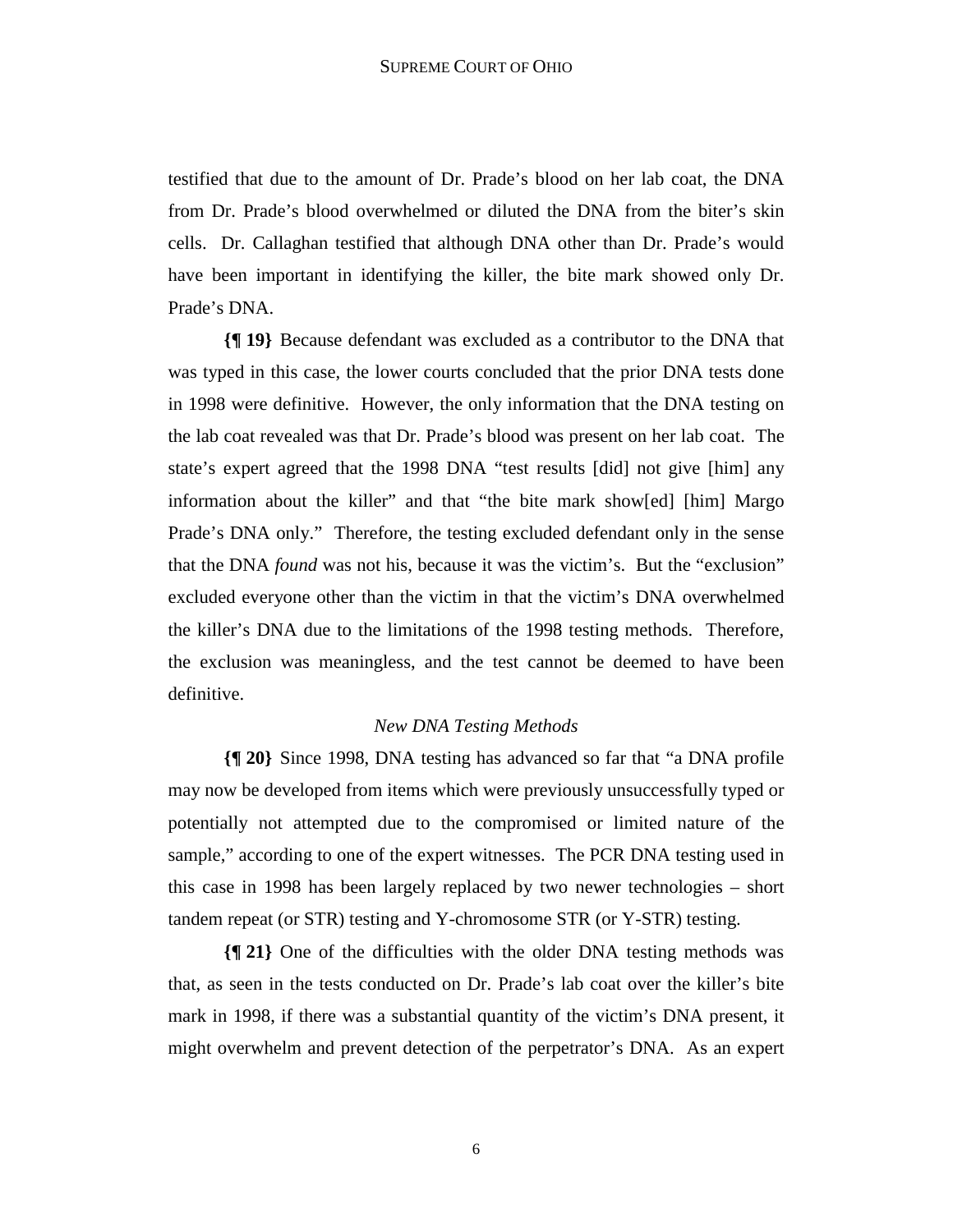testified that due to the amount of Dr. Prade's blood on her lab coat, the DNA from Dr. Prade's blood overwhelmed or diluted the DNA from the biter's skin cells. Dr. Callaghan testified that although DNA other than Dr. Prade's would have been important in identifying the killer, the bite mark showed only Dr. Prade's DNA.

**{¶ 19}** Because defendant was excluded as a contributor to the DNA that was typed in this case, the lower courts concluded that the prior DNA tests done in 1998 were definitive. However, the only information that the DNA testing on the lab coat revealed was that Dr. Prade's blood was present on her lab coat. The state's expert agreed that the 1998 DNA "test results [did] not give [him] any information about the killer" and that "the bite mark show[ed] [him] Margo Prade's DNA only." Therefore, the testing excluded defendant only in the sense that the DNA *found* was not his, because it was the victim's. But the "exclusion" excluded everyone other than the victim in that the victim's DNA overwhelmed the killer's DNA due to the limitations of the 1998 testing methods. Therefore, the exclusion was meaningless, and the test cannot be deemed to have been definitive.

*New DNA Testing Methods*

**{¶ 20}** Since 1998, DNA testing has advanced so far that "a DNA profile may now be developed from items which were previously unsuccessfully typed or potentially not attempted due to the compromised or limited nature of the sample," according to one of the expert witnesses. The PCR DNA testing used in this case in 1998 has been largely replaced by two newer technologies – short tandem repeat (or STR) testing and Y-chromosome STR (or Y-STR) testing.

**{¶ 21}** One of the difficulties with the older DNA testing methods was that, as seen in the tests conducted on Dr. Prade's lab coat over the killer's bite mark in 1998, if there was a substantial quantity of the victim's DNA present, it might overwhelm and prevent detection of the perpetrator's DNA. As an expert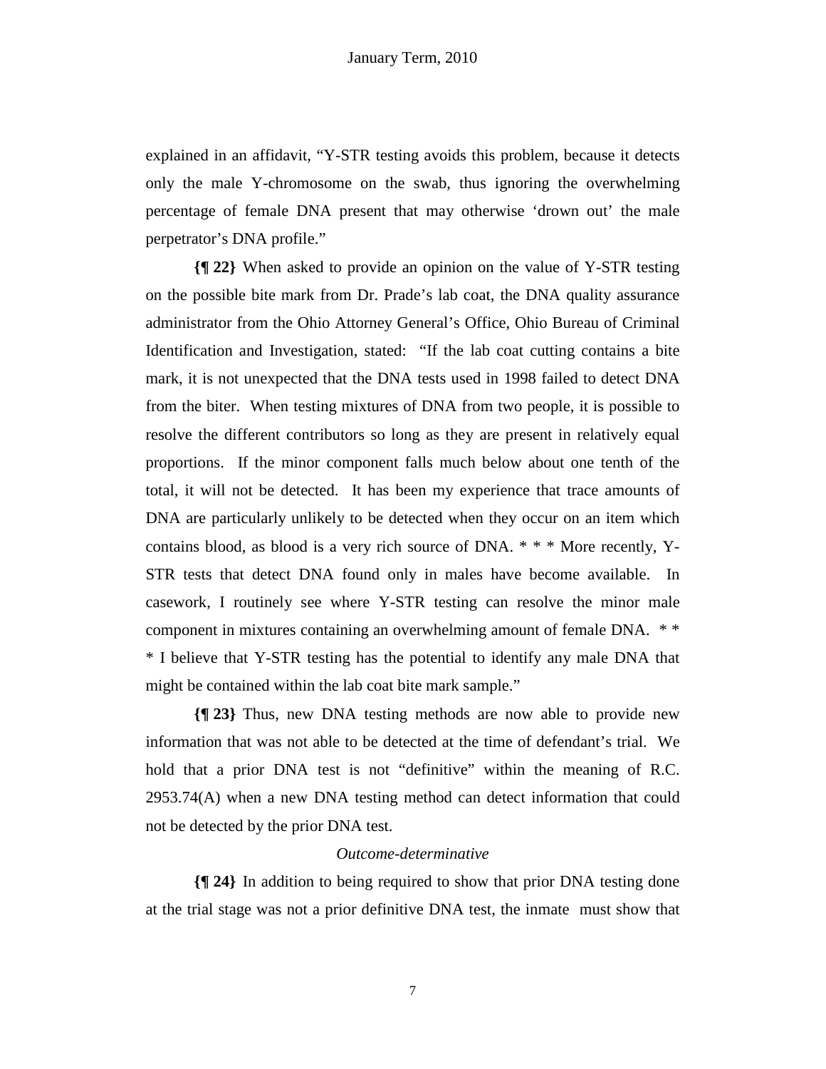explained in an affidavit, "Y-STR testing avoids this problem, because it detects only the male Y-chromosome on the swab, thus ignoring the overwhelming percentage of female DNA present that may otherwise 'drown out' the male perpetrator's DNA profile."

**{¶ 22}** When asked to provide an opinion on the value of Y-STR testing on the possible bite mark from Dr. Prade's lab coat, the DNA quality assurance administrator from the Ohio Attorney General's Office, Ohio Bureau of Criminal Identification and Investigation, stated: "If the lab coat cutting contains a bite mark, it is not unexpected that the DNA tests used in 1998 failed to detect DNA from the biter. When testing mixtures of DNA from two people, it is possible to resolve the different contributors so long as they are present in relatively equal proportions. If the minor component falls much below about one tenth of the total, it will not be detected. It has been my experience that trace amounts of DNA are particularly unlikely to be detected when they occur on an item which contains blood, as blood is a very rich source of DNA. * * * More recently, Y-STR tests that detect DNA found only in males have become available. In casework, I routinely see where Y-STR testing can resolve the minor male component in mixtures containing an overwhelming amount of female DNA. * * * I believe that Y-STR testing has the potential to identify any male DNA that might be contained within the lab coat bite mark sample."

**{¶ 23}** Thus, new DNA testing methods are now able to provide new information that was not able to be detected at the time of defendant's trial. We hold that a prior DNA test is not "definitive" within the meaning of R.C. 2953.74(A) when a new DNA testing method can detect information that could not be detected by the prior DNA test.

*Outcome-determinative*

**{¶ 24}** In addition to being required to show that prior DNA testing done at the trial stage was not a prior definitive DNA test, the inmate must show that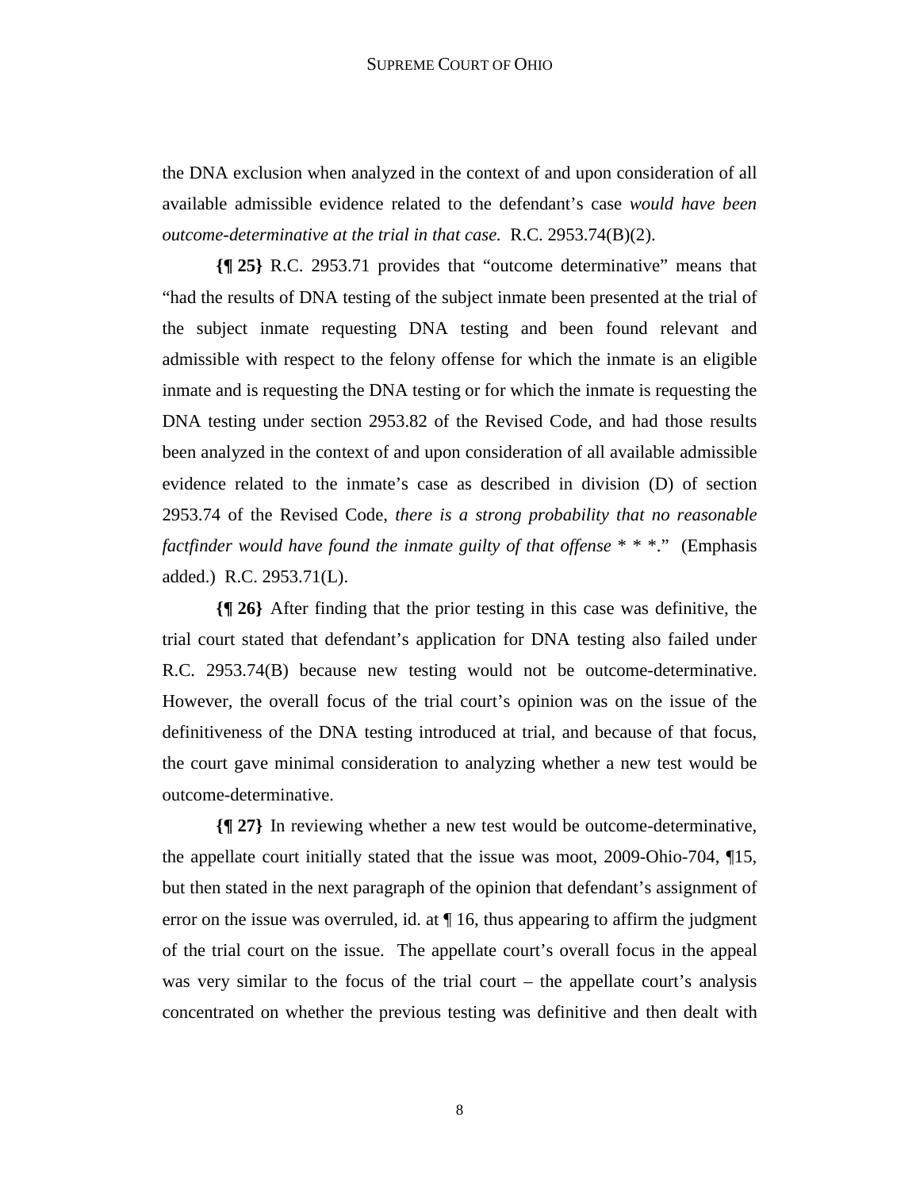the DNA exclusion when analyzed in the context of and upon consideration of all available admissible evidence related to the defendant's case *would have been outcome-determinative at the trial in that case.* R.C. 2953.74(B)(2).

**{¶ 25}** R.C. 2953.71 provides that "outcome determinative" means that "had the results of DNA testing of the subject inmate been presented at the trial of the subject inmate requesting DNA testing and been found relevant and admissible with respect to the felony offense for which the inmate is an eligible inmate and is requesting the DNA testing or for which the inmate is requesting the DNA testing under section 2953.82 of the Revised Code, and had those results been analyzed in the context of and upon consideration of all available admissible evidence related to the inmate's case as described in division (D) of section 2953.74 of the Revised Code, *there is a strong probability that no reasonable factfinder would have found the inmate guilty of that offense* * * *." (Emphasis added.) R.C. 2953.71(L).

**{¶ 26}** After finding that the prior testing in this case was definitive, the trial court stated that defendant's application for DNA testing also failed under R.C. 2953.74(B) because new testing would not be outcome-determinative. However, the overall focus of the trial court's opinion was on the issue of the definitiveness of the DNA testing introduced at trial, and because of that focus, the court gave minimal consideration to analyzing whether a new test would be outcome-determinative.

**{¶ 27}** In reviewing whether a new test would be outcome-determinative, the appellate court initially stated that the issue was moot, 2009-Ohio-704, ¶15, but then stated in the next paragraph of the opinion that defendant's assignment of error on the issue was overruled, id. at ¶ 16, thus appearing to affirm the judgment of the trial court on the issue. The appellate court's overall focus in the appeal was very similar to the focus of the trial court – the appellate court's analysis concentrated on whether the previous testing was definitive and then dealt with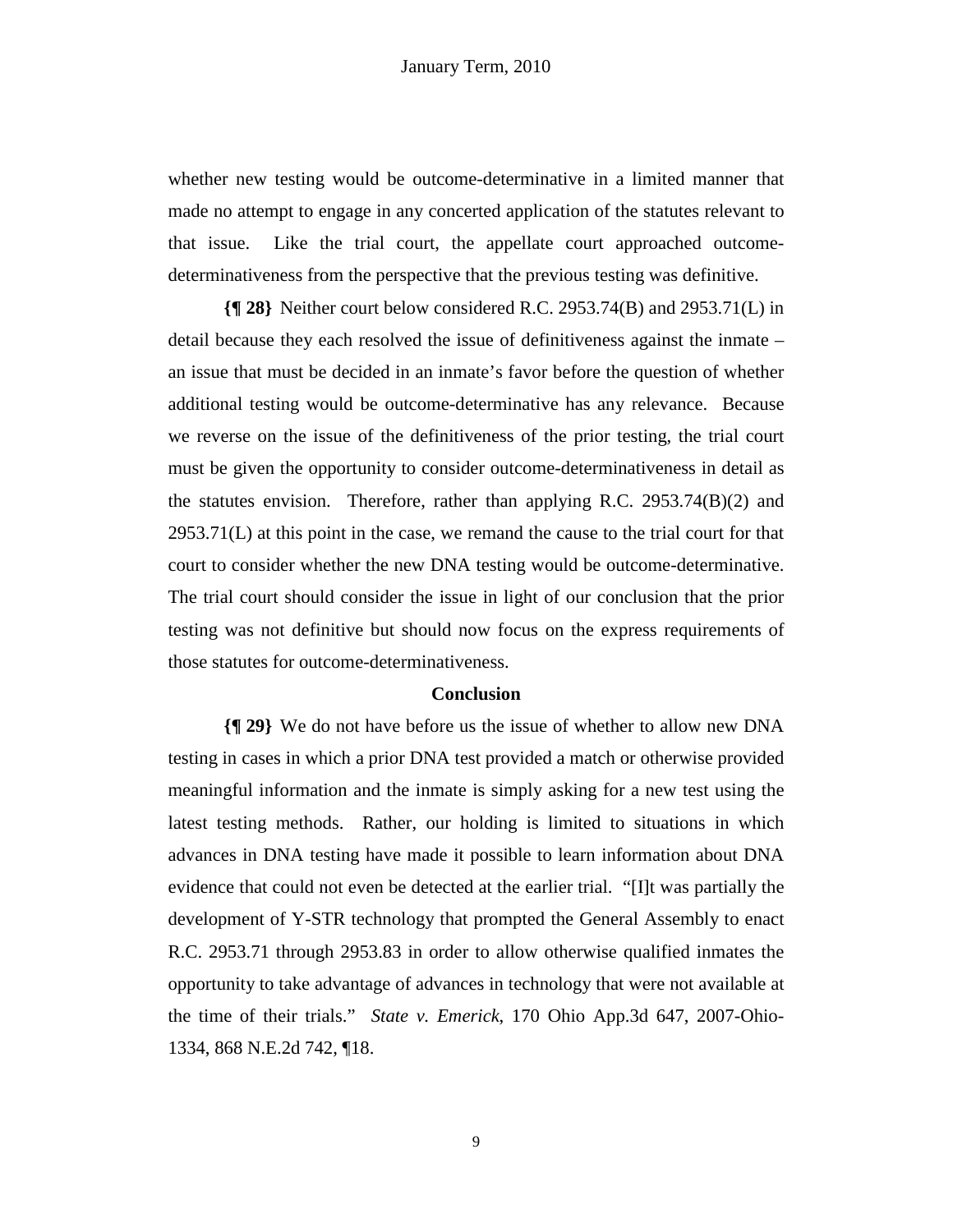whether new testing would be outcome-determinative in a limited manner that made no attempt to engage in any concerted application of the statutes relevant to that issue. Like the trial court, the appellate court approached outcome-determinativeness from the perspective that the previous testing was definitive.

**{¶ 28}** Neither court below considered R.C. 2953.74(B) and 2953.71(L) in detail because they each resolved the issue of definitiveness against the inmate – an issue that must be decided in an inmate's favor before the question of whether additional testing would be outcome-determinative has any relevance. Because we reverse on the issue of the definitiveness of the prior testing, the trial court must be given the opportunity to consider outcome-determinativeness in detail as the statutes envision. Therefore, rather than applying R.C. 2953.74(B)(2) and 2953.71(L) at this point in the case, we remand the cause to the trial court for that court to consider whether the new DNA testing would be outcome-determinative. The trial court should consider the issue in light of our conclusion that the prior testing was not definitive but should now focus on the express requirements of those statutes for outcome-determinativeness.

## Conclusion

**{¶ 29}** We do not have before us the issue of whether to allow new DNA testing in cases in which a prior DNA test provided a match or otherwise provided meaningful information and the inmate is simply asking for a new test using the latest testing methods. Rather, our holding is limited to situations in which advances in DNA testing have made it possible to learn information about DNA evidence that could not even be detected at the earlier trial. "[I]t was partially the development of Y-STR technology that prompted the General Assembly to enact R.C. 2953.71 through 2953.83 in order to allow otherwise qualified inmates the opportunity to take advantage of advances in technology that were not available at the time of their trials." *State v. Emerick*, 170 Ohio App.3d 647, 2007-Ohio-1334, 868 N.E.2d 742, ¶18.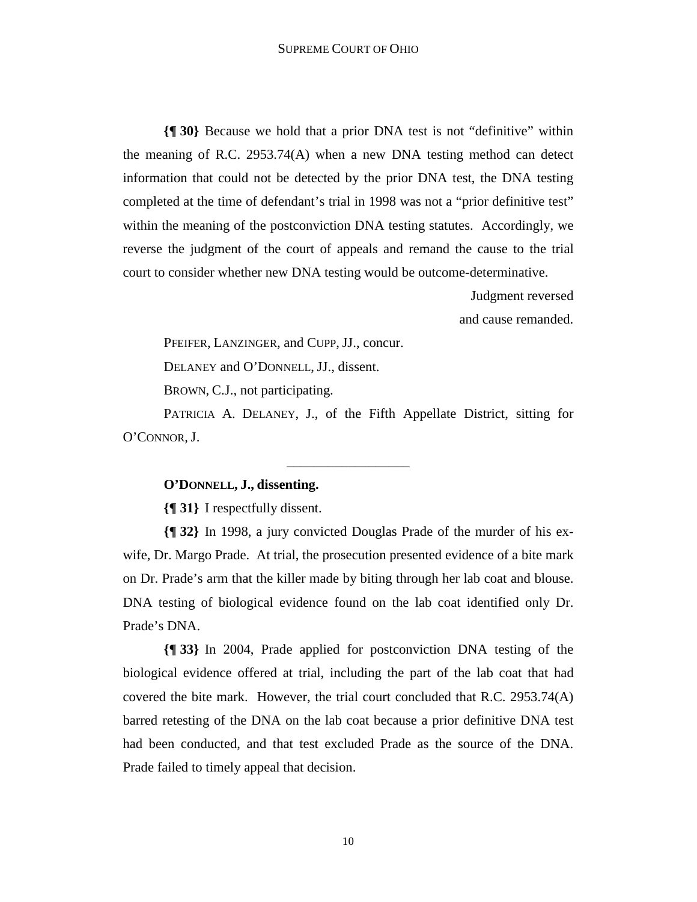**{¶ 30}** Because we hold that a prior DNA test is not "definitive" within the meaning of R.C. 2953.74(A) when a new DNA testing method can detect information that could not be detected by the prior DNA test, the DNA testing completed at the time of defendant's trial in 1998 was not a "prior definitive test" within the meaning of the postconviction DNA testing statutes. Accordingly, we reverse the judgment of the court of appeals and remand the cause to the trial court to consider whether new DNA testing would be outcome-determinative.

Judgment reversed
and cause remanded.

PFEIFER, LANZINGER, and CUPP, JJ., concur.

DELANEY and O'DONNELL, JJ., dissent.

BROWN, C.J., not participating.

PATRICIA A. DELANEY, J., of the Fifth Appellate District, sitting for O'CONNOR, J.

---

**O'DONNELL, J., dissenting.**

**{¶ 31}** I respectfully dissent.

**{¶ 32}** In 1998, a jury convicted Douglas Prade of the murder of his ex-wife, Dr. Margo Prade. At trial, the prosecution presented evidence of a bite mark on Dr. Prade's arm that the killer made by biting through her lab coat and blouse. DNA testing of biological evidence found on the lab coat identified only Dr. Prade's DNA.

**{¶ 33}** In 2004, Prade applied for postconviction DNA testing of the biological evidence offered at trial, including the part of the lab coat that had covered the bite mark. However, the trial court concluded that R.C. 2953.74(A) barred retesting of the DNA on the lab coat because a prior definitive DNA test had been conducted, and that test excluded Prade as the source of the DNA. Prade failed to timely appeal that decision.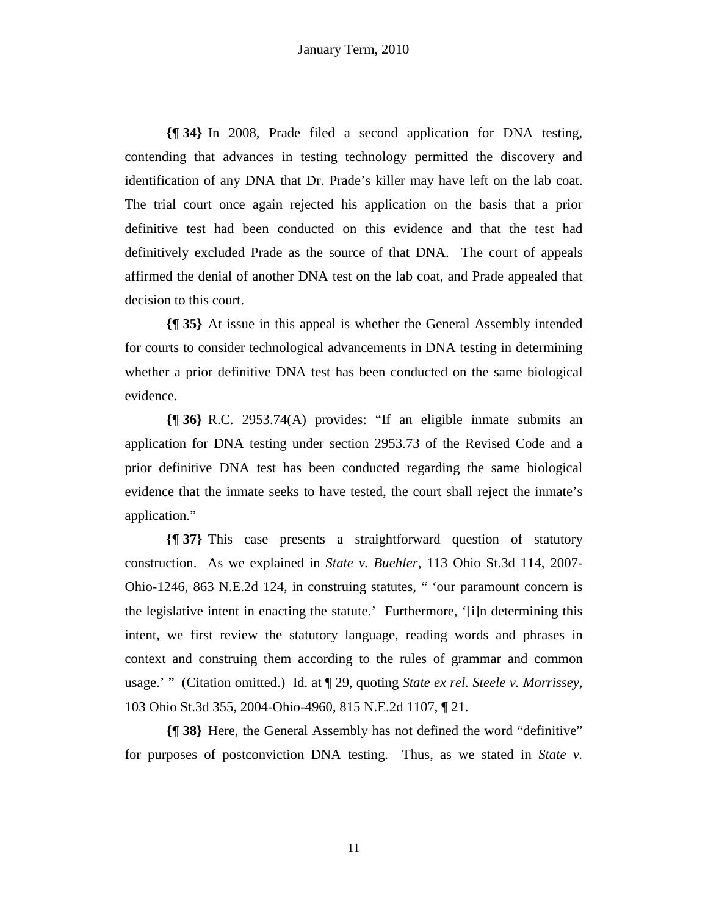**{¶ 34}** In 2008, Prade filed a second application for DNA testing, contending that advances in testing technology permitted the discovery and identification of any DNA that Dr. Prade's killer may have left on the lab coat. The trial court once again rejected his application on the basis that a prior definitive test had been conducted on this evidence and that the test had definitively excluded Prade as the source of that DNA. The court of appeals affirmed the denial of another DNA test on the lab coat, and Prade appealed that decision to this court.

**{¶ 35}** At issue in this appeal is whether the General Assembly intended for courts to consider technological advancements in DNA testing in determining whether a prior definitive DNA test has been conducted on the same biological evidence.

**{¶ 36}** R.C. 2953.74(A) provides: "If an eligible inmate submits an application for DNA testing under section 2953.73 of the Revised Code and a prior definitive DNA test has been conducted regarding the same biological evidence that the inmate seeks to have tested, the court shall reject the inmate's application."

**{¶ 37}** This case presents a straightforward question of statutory construction. As we explained in *State v. Buehler*, 113 Ohio St.3d 114, 2007-Ohio-1246, 863 N.E.2d 124, in construing statutes, " 'our paramount concern is the legislative intent in enacting the statute.' Furthermore, '[i]n determining this intent, we first review the statutory language, reading words and phrases in context and construing them according to the rules of grammar and common usage.' " (Citation omitted.) Id. at ¶ 29, quoting *State ex rel. Steele v. Morrissey*, 103 Ohio St.3d 355, 2004-Ohio-4960, 815 N.E.2d 1107, ¶ 21.

**{¶ 38}** Here, the General Assembly has not defined the word "definitive" for purposes of postconviction DNA testing. Thus, as we stated in *State v.*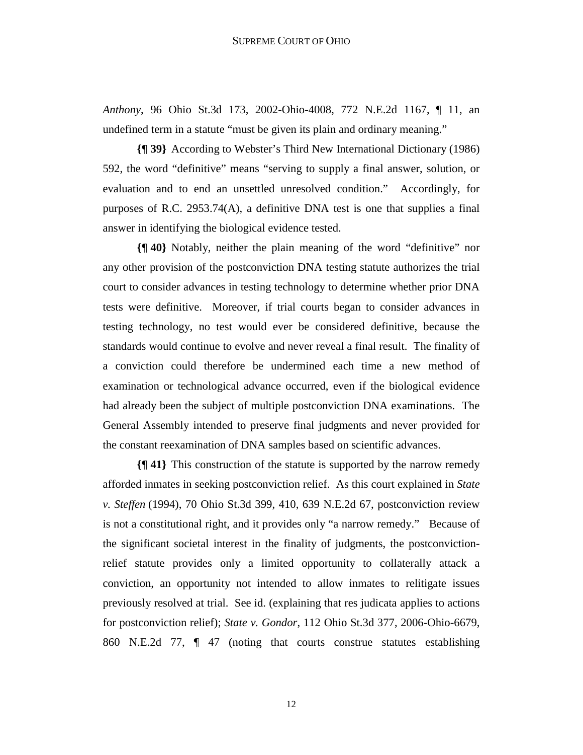*Anthony*, 96 Ohio St.3d 173, 2002-Ohio-4008, 772 N.E.2d 1167, ¶ 11, an undefined term in a statute "must be given its plain and ordinary meaning."

**{¶ 39}** According to Webster's Third New International Dictionary (1986) 592, the word "definitive" means "serving to supply a final answer, solution, or evaluation and to end an unsettled unresolved condition." Accordingly, for purposes of R.C. 2953.74(A), a definitive DNA test is one that supplies a final answer in identifying the biological evidence tested.

**{¶ 40}** Notably, neither the plain meaning of the word "definitive" nor any other provision of the postconviction DNA testing statute authorizes the trial court to consider advances in testing technology to determine whether prior DNA tests were definitive. Moreover, if trial courts began to consider advances in testing technology, no test would ever be considered definitive, because the standards would continue to evolve and never reveal a final result. The finality of a conviction could therefore be undermined each time a new method of examination or technological advance occurred, even if the biological evidence had already been the subject of multiple postconviction DNA examinations. The General Assembly intended to preserve final judgments and never provided for the constant reexamination of DNA samples based on scientific advances.

**{¶ 41}** This construction of the statute is supported by the narrow remedy afforded inmates in seeking postconviction relief. As this court explained in *State v. Steffen* (1994), 70 Ohio St.3d 399, 410, 639 N.E.2d 67, postconviction review is not a constitutional right, and it provides only "a narrow remedy." Because of the significant societal interest in the finality of judgments, the postconviction-relief statute provides only a limited opportunity to collaterally attack a conviction, an opportunity not intended to allow inmates to relitigate issues previously resolved at trial. See id. (explaining that res judicata applies to actions for postconviction relief); *State v. Gondor*, 112 Ohio St.3d 377, 2006-Ohio-6679, 860 N.E.2d 77, ¶ 47 (noting that courts construe statutes establishing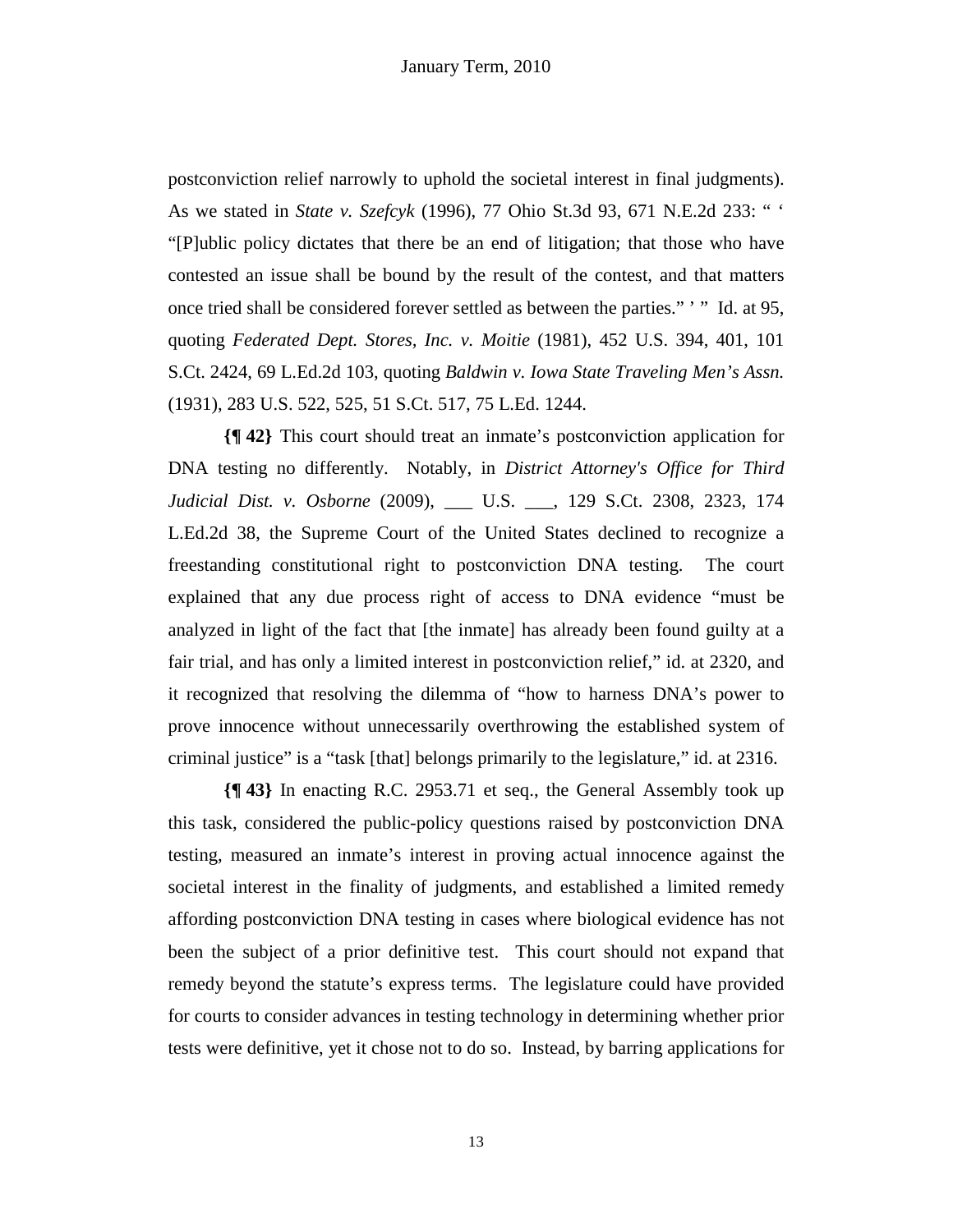postconviction relief narrowly to uphold the societal interest in final judgments). As we stated in *State v. Szefcyk* (1996), 77 Ohio St.3d 93, 671 N.E.2d 233: " ' "[P]ublic policy dictates that there be an end of litigation; that those who have contested an issue shall be bound by the result of the contest, and that matters once tried shall be considered forever settled as between the parties." ' " Id. at 95, quoting *Federated Dept. Stores, Inc. v. Moitie* (1981), 452 U.S. 394, 401, 101 S.Ct. 2424, 69 L.Ed.2d 103, quoting *Baldwin v. Iowa State Traveling Men's Assn.* (1931), 283 U.S. 522, 525, 51 S.Ct. 517, 75 L.Ed. 1244.

**{¶ 42}** This court should treat an inmate's postconviction application for DNA testing no differently. Notably, in *District Attorney's Office for Third Judicial Dist. v. Osborne* (2009), ___ U.S. ___, 129 S.Ct. 2308, 2323, 174 L.Ed.2d 38, the Supreme Court of the United States declined to recognize a freestanding constitutional right to postconviction DNA testing. The court explained that any due process right of access to DNA evidence "must be analyzed in light of the fact that [the inmate] has already been found guilty at a fair trial, and has only a limited interest in postconviction relief," id. at 2320, and it recognized that resolving the dilemma of "how to harness DNA's power to prove innocence without unnecessarily overthrowing the established system of criminal justice" is a "task [that] belongs primarily to the legislature," id. at 2316.

**{¶ 43}** In enacting R.C. 2953.71 et seq., the General Assembly took up this task, considered the public-policy questions raised by postconviction DNA testing, measured an inmate's interest in proving actual innocence against the societal interest in the finality of judgments, and established a limited remedy affording postconviction DNA testing in cases where biological evidence has not been the subject of a prior definitive test. This court should not expand that remedy beyond the statute's express terms. The legislature could have provided for courts to consider advances in testing technology in determining whether prior tests were definitive, yet it chose not to do so. Instead, by barring applications for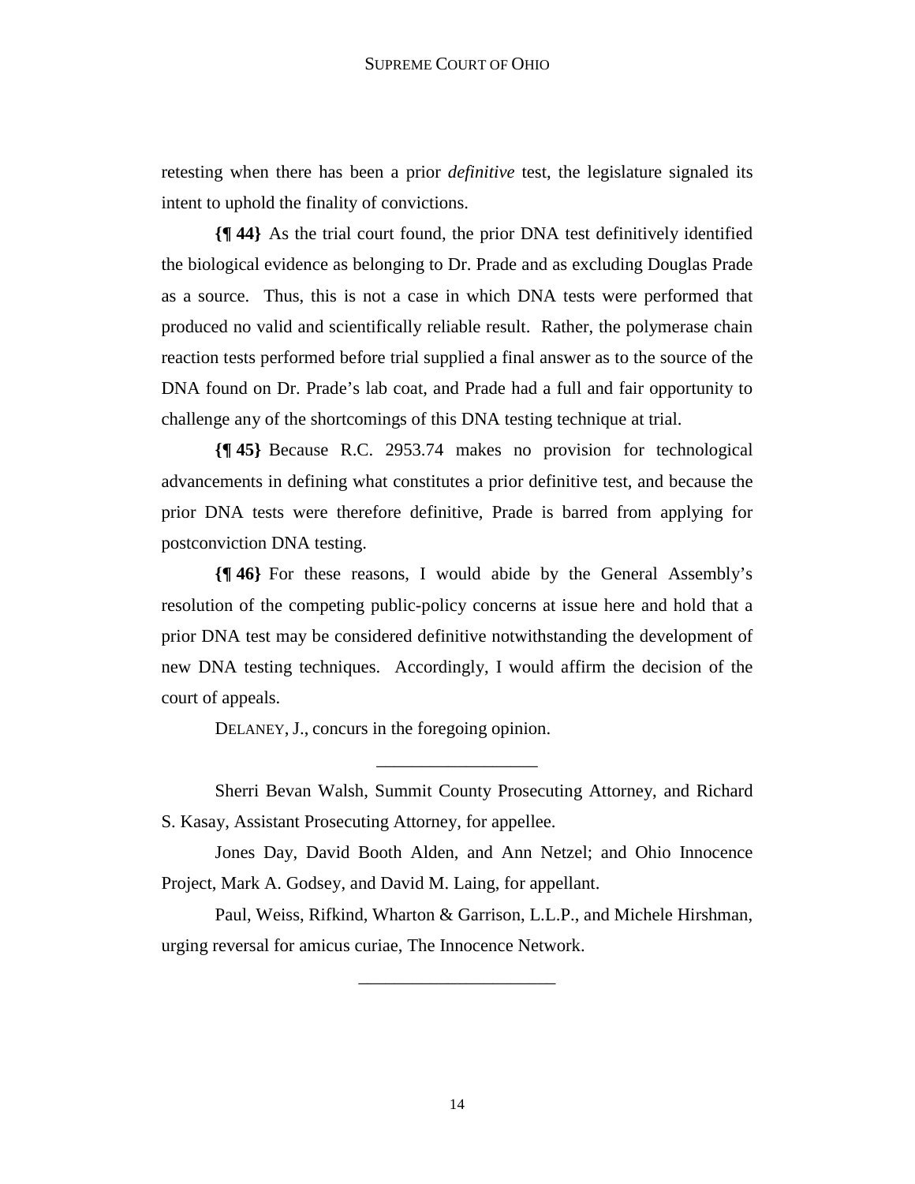retesting when there has been a prior *definitive* test, the legislature signaled its intent to uphold the finality of convictions.

**{¶ 44}** As the trial court found, the prior DNA test definitively identified the biological evidence as belonging to Dr. Prade and as excluding Douglas Prade as a source. Thus, this is not a case in which DNA tests were performed that produced no valid and scientifically reliable result. Rather, the polymerase chain reaction tests performed before trial supplied a final answer as to the source of the DNA found on Dr. Prade's lab coat, and Prade had a full and fair opportunity to challenge any of the shortcomings of this DNA testing technique at trial.

**{¶ 45}** Because R.C. 2953.74 makes no provision for technological advancements in defining what constitutes a prior definitive test, and because the prior DNA tests were therefore definitive, Prade is barred from applying for postconviction DNA testing.

**{¶ 46}** For these reasons, I would abide by the General Assembly's resolution of the competing public-policy concerns at issue here and hold that a prior DNA test may be considered definitive notwithstanding the development of new DNA testing techniques. Accordingly, I would affirm the decision of the court of appeals.

DELANEY, J., concurs in the foregoing opinion.

---

Sherri Bevan Walsh, Summit County Prosecuting Attorney, and Richard S. Kasay, Assistant Prosecuting Attorney, for appellee.

Jones Day, David Booth Alden, and Ann Netzel; and Ohio Innocence Project, Mark A. Godsey, and David M. Laing, for appellant.

Paul, Weiss, Rifkind, Wharton & Garrison, L.L.P., and Michele Hirshman, urging reversal for amicus curiae, The Innocence Network.

---